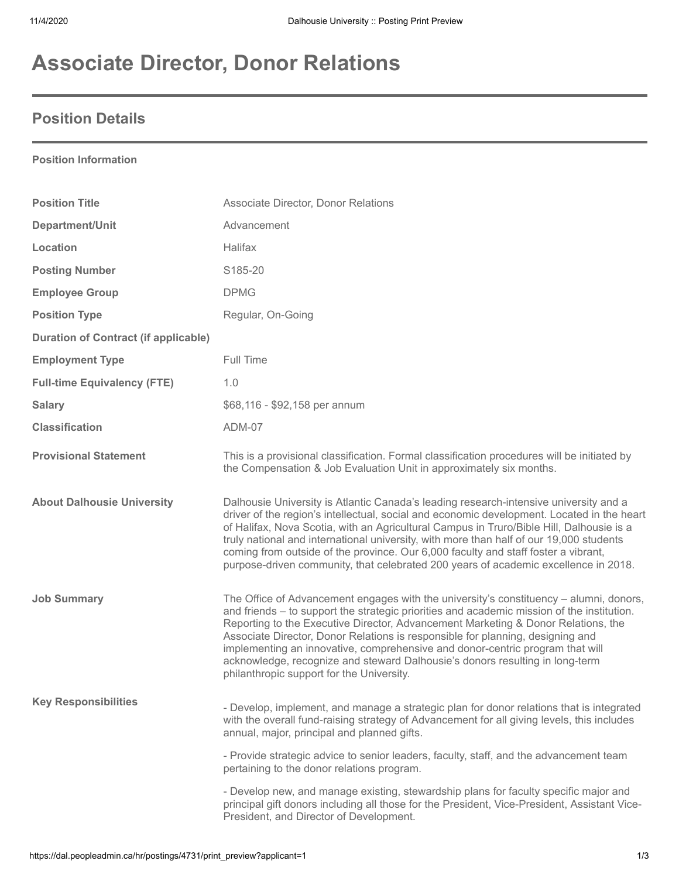# Associate Director, Donor Relations

## Position Details

**Position Information**

| | |
|---|---|
| **Position Title** | Associate Director, Donor Relations |
| **Department/Unit** | Advancement |
| **Location** | Halifax |
| **Posting Number** | S185-20 |
| **Employee Group** | DPMG |
| **Position Type** | Regular, On-Going |
| **Duration of Contract (if applicable)** | |
| **Employment Type** | Full Time |
| **Full-time Equivalency (FTE)** | 1.0 |
| **Salary** | $68,116 - $92,158 per annum |
| **Classification** | ADM-07 |
| **Provisional Statement** | This is a provisional classification. Formal classification procedures will be initiated by the Compensation & Job Evaluation Unit in approximately six months. |
| **About Dalhousie University** | Dalhousie University is Atlantic Canada's leading research-intensive university and a driver of the region's intellectual, social and economic development. Located in the heart of Halifax, Nova Scotia, with an Agricultural Campus in Truro/Bible Hill, Dalhousie is a truly national and international university, with more than half of our 19,000 students coming from outside of the province. Our 6,000 faculty and staff foster a vibrant, purpose-driven community, that celebrated 200 years of academic excellence in 2018. |
| **Job Summary** | The Office of Advancement engages with the university's constituency – alumni, donors, and friends – to support the strategic priorities and academic mission of the institution. Reporting to the Executive Director, Advancement Marketing & Donor Relations, the Associate Director, Donor Relations is responsible for planning, designing and implementing an innovative, comprehensive and donor-centric program that will acknowledge, recognize and steward Dalhousie's donors resulting in long-term philanthropic support for the University. |

**Key Responsibilities**

- Develop, implement, and manage a strategic plan for donor relations that is integrated with the overall fund-raising strategy of Advancement for all giving levels, this includes annual, major, principal and planned gifts.

- Provide strategic advice to senior leaders, faculty, staff, and the advancement team pertaining to the donor relations program.

- Develop new, and manage existing, stewardship plans for faculty specific major and principal gift donors including all those for the President, Vice-President, Assistant Vice-President, and Director of Development.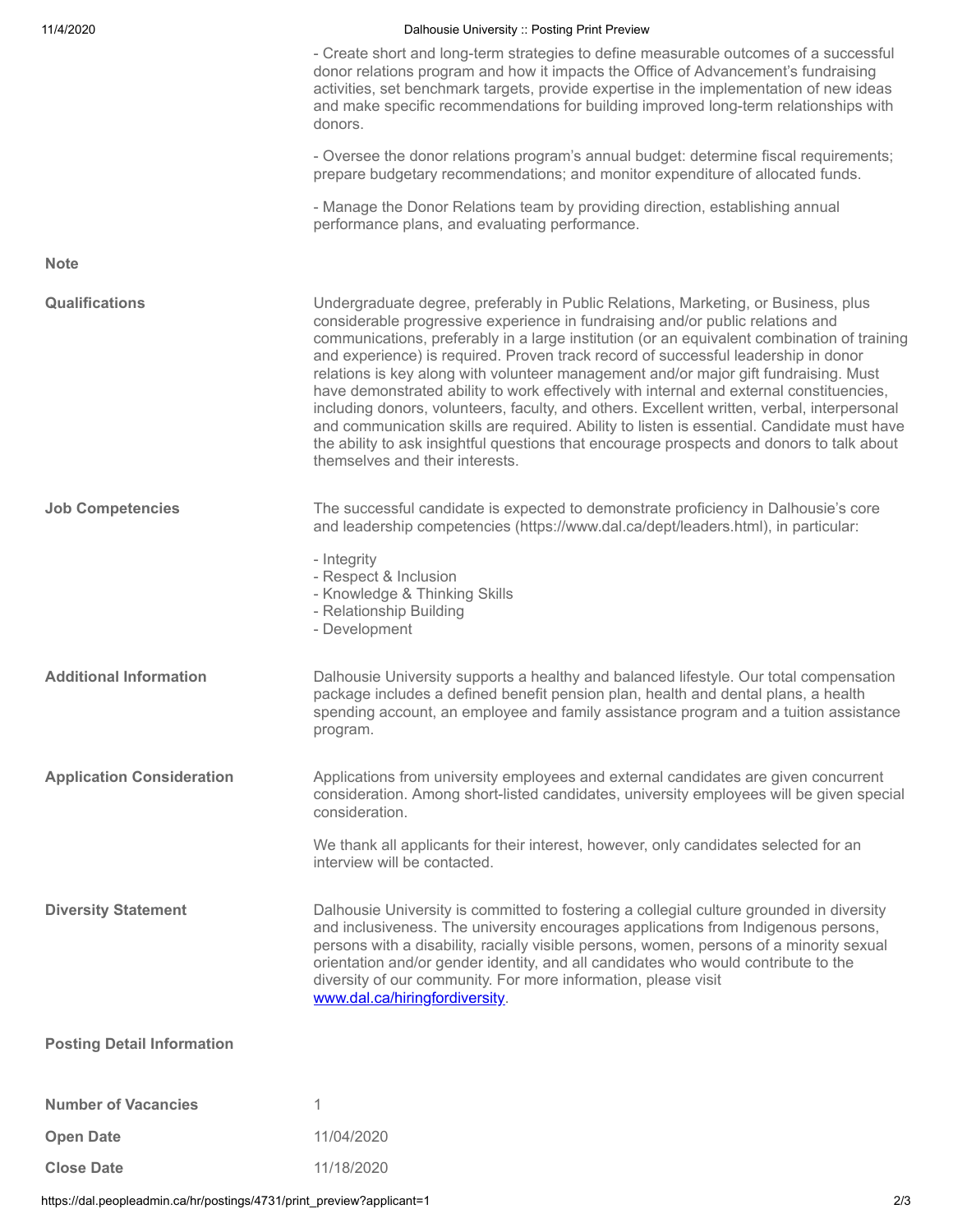- Create short and long-term strategies to define measurable outcomes of a successful donor relations program and how it impacts the Office of Advancement's fundraising activities, set benchmark targets, provide expertise in the implementation of new ideas and make specific recommendations for building improved long-term relationships with donors.

- Oversee the donor relations program's annual budget: determine fiscal requirements; prepare budgetary recommendations; and monitor expenditure of allocated funds.

- Manage the Donor Relations team by providing direction, establishing annual performance plans, and evaluating performance.

**Note**

**Qualifications**

Undergraduate degree, preferably in Public Relations, Marketing, or Business, plus considerable progressive experience in fundraising and/or public relations and communications, preferably in a large institution (or an equivalent combination of training and experience) is required. Proven track record of successful leadership in donor relations is key along with volunteer management and/or major gift fundraising. Must have demonstrated ability to work effectively with internal and external constituencies, including donors, volunteers, faculty, and others. Excellent written, verbal, interpersonal and communication skills are required. Ability to listen is essential. Candidate must have the ability to ask insightful questions that encourage prospects and donors to talk about themselves and their interests.

**Job Competencies**

The successful candidate is expected to demonstrate proficiency in Dalhousie's core and leadership competencies (https://www.dal.ca/dept/leaders.html), in particular:

- Integrity
- Respect & Inclusion
- Knowledge & Thinking Skills
- Relationship Building
- Development

**Additional Information**

Dalhousie University supports a healthy and balanced lifestyle. Our total compensation package includes a defined benefit pension plan, health and dental plans, a health spending account, an employee and family assistance program and a tuition assistance program.

**Application Consideration**

Applications from university employees and external candidates are given concurrent consideration. Among short-listed candidates, university employees will be given special consideration.

We thank all applicants for their interest, however, only candidates selected for an interview will be contacted.

**Diversity Statement**

Dalhousie University is committed to fostering a collegial culture grounded in diversity and inclusiveness. The university encourages applications from Indigenous persons, persons with a disability, racially visible persons, women, persons of a minority sexual orientation and/or gender identity, and all candidates who would contribute to the diversity of our community. For more information, please visit [www.dal.ca/hiringfordiversity](www.dal.ca/hiringfordiversity).

**Posting Detail Information**

| | |
|---|---|
| **Number of Vacancies** | 1 |
| **Open Date** | 11/04/2020 |
| **Close Date** | 11/18/2020 |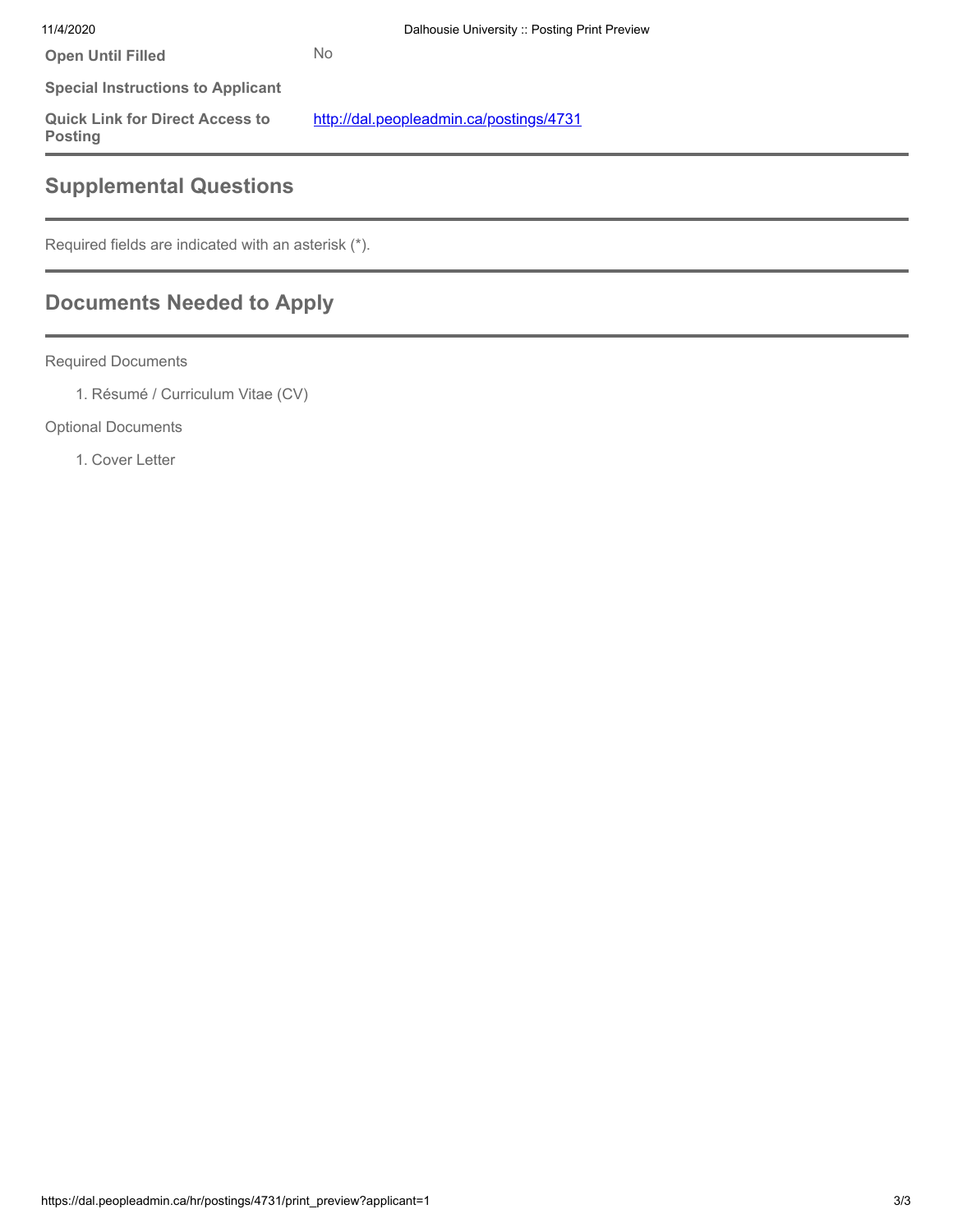| | |
|---|---|
| **Open Until Filled** | No |
| **Special Instructions to Applicant** | |
| **Quick Link for Direct Access to Posting** | http://dal.peopleadmin.ca/postings/4731 |

## Supplemental Questions

Required fields are indicated with an asterisk (*).

## Documents Needed to Apply

Required Documents

1. Résumé / Curriculum Vitae (CV)

Optional Documents

1. Cover Letter